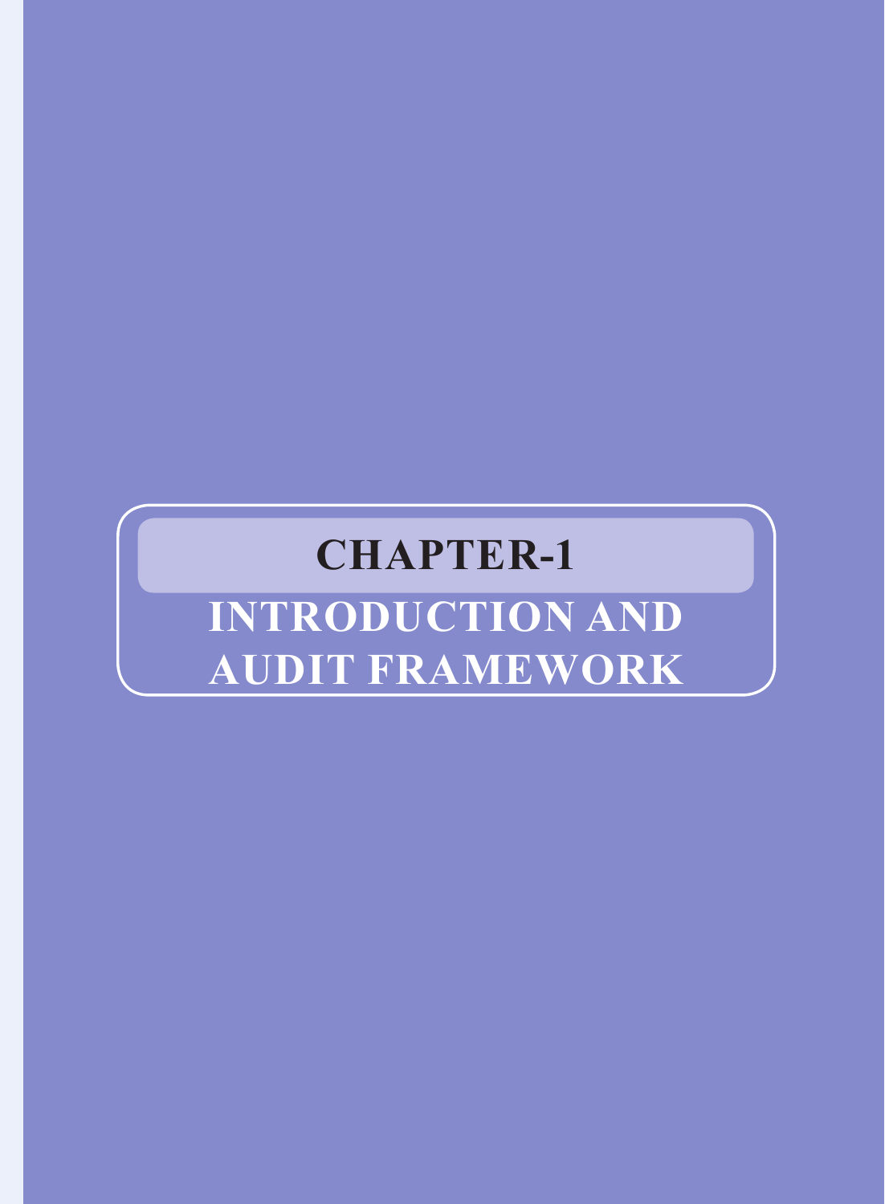# CHAPTER-1

# INTRODUCTION AND AUDIT FRAMEWORK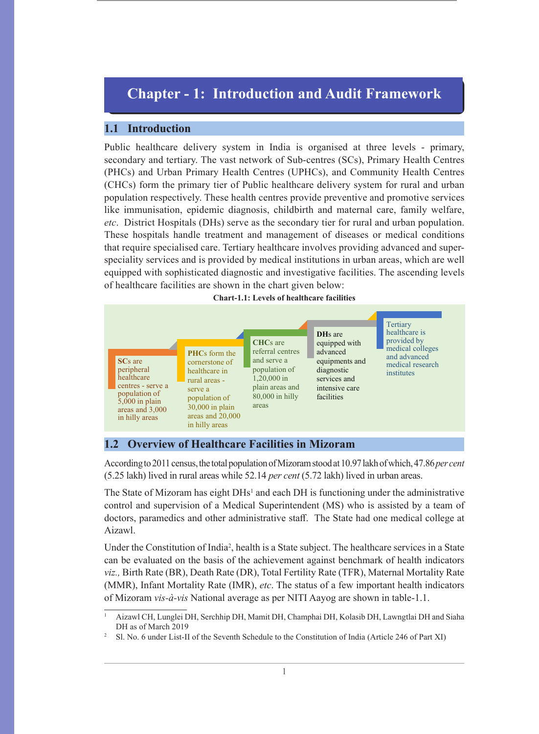# Chapter - 1: Introduction and Audit Framework

## 1.1 Introduction

Public healthcare delivery system in India is organised at three levels - primary, secondary and tertiary. The vast network of Sub-centres (SCs), Primary Health Centres (PHCs) and Urban Primary Health Centres (UPHCs), and Community Health Centres (CHCs) form the primary tier of Public healthcare delivery system for rural and urban population respectively. These health centres provide preventive and promotive services like immunisation, epidemic diagnosis, childbirth and maternal care, family welfare, *etc*. District Hospitals (DHs) serve as the secondary tier for rural and urban population. These hospitals handle treatment and management of diseases or medical conditions that require specialised care. Tertiary healthcare involves providing advanced and super-speciality services and is provided by medical institutions in urban areas, which are well equipped with sophisticated diagnostic and investigative facilities. The ascending levels of healthcare facilities are shown in the chart given below:

**Chart-1.1: Levels of healthcare facilities**

- **SC**s are peripheral healthcare centres - serve a population of 5,000 in plain areas and 3,000 in hilly areas
- **PHC**s form the cornerstone of healthcare in rural areas - serve a population of 30,000 in plain areas and 20,000 in hilly areas
- **CHC**s are referral centres and serve a population of 1,20,000 in plain areas and 80,000 in hilly areas
- **DH**s are equipped with advanced equipments and diagnostic services and intensive care facilities
- Tertiary healthcare is provided by medical colleges and advanced medical research institutes

## 1.2 Overview of Healthcare Facilities in Mizoram

According to 2011 census, the total population of Mizoram stood at 10.97 lakh of which, 47.86 *per cent* (5.25 lakh) lived in rural areas while 52.14 *per cent* (5.72 lakh) lived in urban areas.

The State of Mizoram has eight DHs[1] and each DH is functioning under the administrative control and supervision of a Medical Superintendent (MS) who is assisted by a team of doctors, paramedics and other administrative staff. The State had one medical college at Aizawl.

Under the Constitution of India[2], health is a State subject. The healthcare services in a State can be evaluated on the basis of the achievement against benchmark of health indicators *viz.,* Birth Rate (BR), Death Rate (DR), Total Fertility Rate (TFR), Maternal Mortality Rate (MMR), Infant Mortality Rate (IMR), *etc*. The status of a few important health indicators of Mizoram *vis-à-vis* National average as per NITI Aayog are shown in table-1.1.

---

[1] Aizawl CH, Lunglei DH, Serchhip DH, Mamit DH, Champhai DH, Kolasib DH, Lawngtlai DH and Siaha DH as of March 2019

[2] Sl. No. 6 under List-II of the Seventh Schedule to the Constitution of India (Article 246 of Part XI)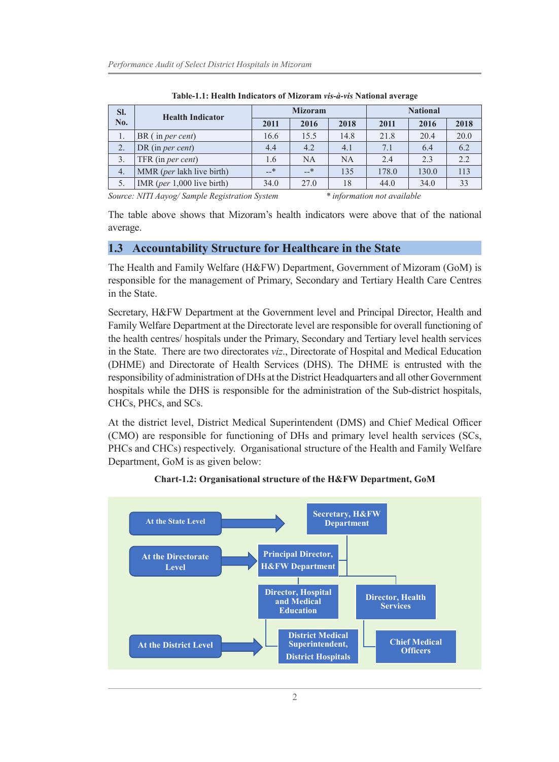**Table-1.1: Health Indicators of Mizoram *vis-à-vis* National average**

| Sl. No. | Health Indicator | Mizoram | | | National | | |
|---|---|---|---|---|---|---|---|
| | | 2011 | 2016 | 2018 | 2011 | 2016 | 2018 |
| 1. | BR ( in *per cent*) | 16.6 | 15.5 | 14.8 | 21.8 | 20.4 | 20.0 |
| 2. | DR (in *per cent*) | 4.4 | 4.2 | 4.1 | 7.1 | 6.4 | 6.2 |
| 3. | TFR (in *per cent*) | 1.6 | NA | NA | 2.4 | 2.3 | 2.2 |
| 4. | MMR (*per* lakh live birth) | --* | --* | 135 | 178.0 | 130.0 | 113 |
| 5. | IMR (*per* 1,000 live birth) | 34.0 | 27.0 | 18 | 44.0 | 34.0 | 33 |

*Source: NITI Aayog/ Sample Registration System* &nbsp;&nbsp;&nbsp;&nbsp; *\* information not available*

The table above shows that Mizoram's health indicators were above that of the national average.

## 1.3 Accountability Structure for Healthcare in the State

The Health and Family Welfare (H&FW) Department, Government of Mizoram (GoM) is responsible for the management of Primary, Secondary and Tertiary Health Care Centres in the State.

Secretary, H&FW Department at the Government level and Principal Director, Health and Family Welfare Department at the Directorate level are responsible for overall functioning of the health centres/ hospitals under the Primary, Secondary and Tertiary level health services in the State. There are two directorates *viz*., Directorate of Hospital and Medical Education (DHME) and Directorate of Health Services (DHS). The DHME is entrusted with the responsibility of administration of DHs at the District Headquarters and all other Government hospitals while the DHS is responsible for the administration of the Sub-district hospitals, CHCs, PHCs, and SCs.

At the district level, District Medical Superintendent (DMS) and Chief Medical Officer (CMO) are responsible for functioning of DHs and primary level health services (SCs, PHCs and CHCs) respectively. Organisational structure of the Health and Family Welfare Department, GoM is as given below:

**Chart-1.2: Organisational structure of the H&FW Department, GoM**

- At the State Level → Secretary, H&FW Department
- At the Directorate Level → Principal Director, H&FW Department
  - Director, Hospital and Medical Education
  - Director, Health Services
- At the District Level →
  - District Medical Superintendent, District Hospitals (under Director, Hospital and Medical Education)
  - Chief Medical Officers (under Director, Health Services)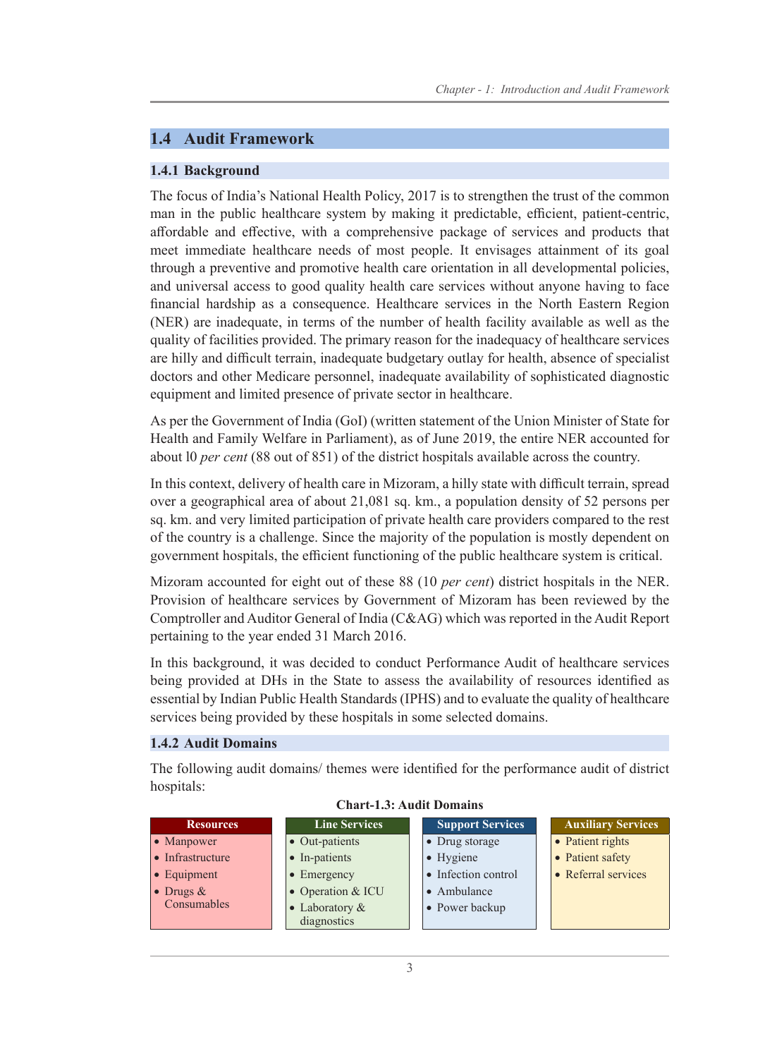## 1.4 Audit Framework

### 1.4.1 Background

The focus of India's National Health Policy, 2017 is to strengthen the trust of the common man in the public healthcare system by making it predictable, efficient, patient-centric, affordable and effective, with a comprehensive package of services and products that meet immediate healthcare needs of most people. It envisages attainment of its goal through a preventive and promotive health care orientation in all developmental policies, and universal access to good quality health care services without anyone having to face financial hardship as a consequence. Healthcare services in the North Eastern Region (NER) are inadequate, in terms of the number of health facility available as well as the quality of facilities provided. The primary reason for the inadequacy of healthcare services are hilly and difficult terrain, inadequate budgetary outlay for health, absence of specialist doctors and other Medicare personnel, inadequate availability of sophisticated diagnostic equipment and limited presence of private sector in healthcare.

As per the Government of India (GoI) (written statement of the Union Minister of State for Health and Family Welfare in Parliament), as of June 2019, the entire NER accounted for about l0 *per cent* (88 out of 851) of the district hospitals available across the country.

In this context, delivery of health care in Mizoram, a hilly state with difficult terrain, spread over a geographical area of about 21,081 sq. km., a population density of 52 persons per sq. km. and very limited participation of private health care providers compared to the rest of the country is a challenge. Since the majority of the population is mostly dependent on government hospitals, the efficient functioning of the public healthcare system is critical.

Mizoram accounted for eight out of these 88 (10 *per cent*) district hospitals in the NER. Provision of healthcare services by Government of Mizoram has been reviewed by the Comptroller and Auditor General of India (C&AG) which was reported in the Audit Report pertaining to the year ended 31 March 2016.

In this background, it was decided to conduct Performance Audit of healthcare services being provided at DHs in the State to assess the availability of resources identified as essential by Indian Public Health Standards (IPHS) and to evaluate the quality of healthcare services being provided by these hospitals in some selected domains.

### 1.4.2 Audit Domains

The following audit domains/ themes were identified for the performance audit of district hospitals:

**Chart-1.3: Audit Domains**

| Resources | Line Services | Support Services | Auxiliary Services |
|---|---|---|---|
| • Manpower<br>• Infrastructure<br>• Equipment<br>• Drugs & Consumables | • Out-patients<br>• In-patients<br>• Emergency<br>• Operation & ICU<br>• Laboratory & diagnostics | • Drug storage<br>• Hygiene<br>• Infection control<br>• Ambulance<br>• Power backup | • Patient rights<br>• Patient safety<br>• Referral services |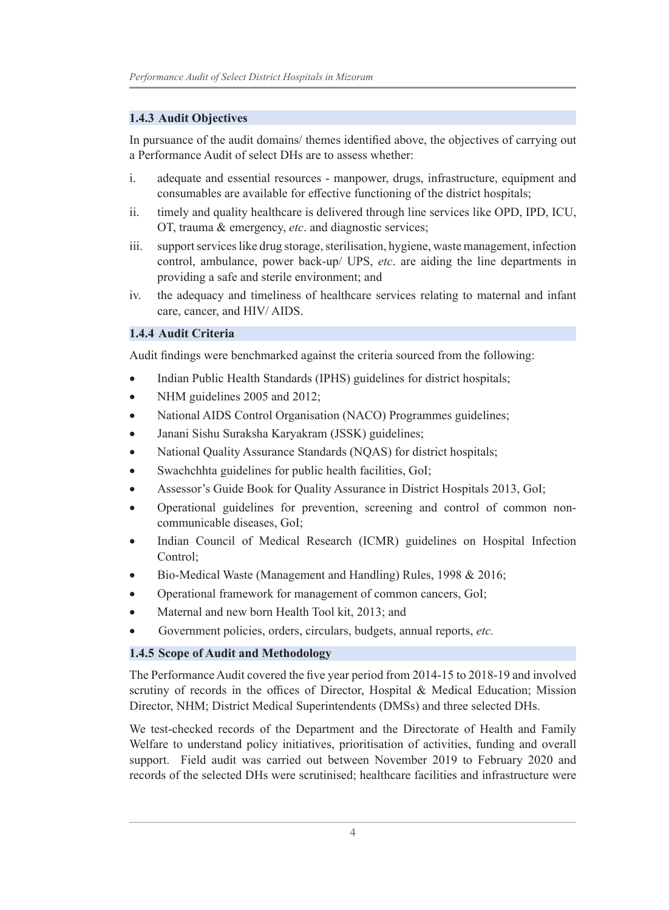### 1.4.3 Audit Objectives

In pursuance of the audit domains/ themes identified above, the objectives of carrying out a Performance Audit of select DHs are to assess whether:

i. adequate and essential resources - manpower, drugs, infrastructure, equipment and consumables are available for effective functioning of the district hospitals;

ii. timely and quality healthcare is delivered through line services like OPD, IPD, ICU, OT, trauma & emergency, *etc*. and diagnostic services;

iii. support services like drug storage, sterilisation, hygiene, waste management, infection control, ambulance, power back-up/ UPS, *etc*. are aiding the line departments in providing a safe and sterile environment; and

iv. the adequacy and timeliness of healthcare services relating to maternal and infant care, cancer, and HIV/ AIDS.

### 1.4.4 Audit Criteria

Audit findings were benchmarked against the criteria sourced from the following:

- Indian Public Health Standards (IPHS) guidelines for district hospitals;
- NHM guidelines 2005 and 2012;
- National AIDS Control Organisation (NACO) Programmes guidelines;
- Janani Sishu Suraksha Karyakram (JSSK) guidelines;
- National Quality Assurance Standards (NQAS) for district hospitals;
- Swachchhta guidelines for public health facilities, GoI;
- Assessor's Guide Book for Quality Assurance in District Hospitals 2013, GoI;
- Operational guidelines for prevention, screening and control of common non-communicable diseases, GoI;
- Indian Council of Medical Research (ICMR) guidelines on Hospital Infection Control;
- Bio-Medical Waste (Management and Handling) Rules, 1998 & 2016;
- Operational framework for management of common cancers, GoI;
- Maternal and new born Health Tool kit, 2013; and
- Government policies, orders, circulars, budgets, annual reports, *etc.*

### 1.4.5 Scope of Audit and Methodology

The Performance Audit covered the five year period from 2014-15 to 2018-19 and involved scrutiny of records in the offices of Director, Hospital & Medical Education; Mission Director, NHM; District Medical Superintendents (DMSs) and three selected DHs.

We test-checked records of the Department and the Directorate of Health and Family Welfare to understand policy initiatives, prioritisation of activities, funding and overall support. Field audit was carried out between November 2019 to February 2020 and records of the selected DHs were scrutinised; healthcare facilities and infrastructure were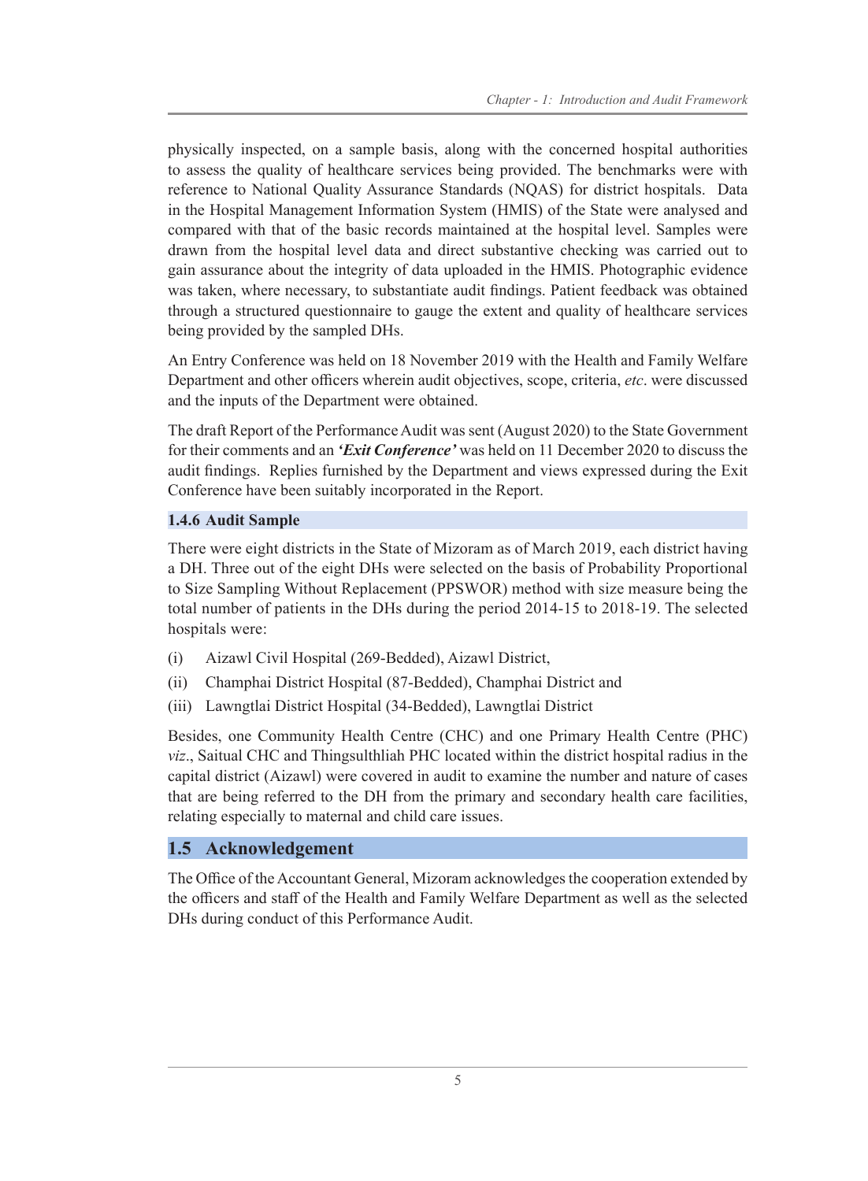physically inspected, on a sample basis, along with the concerned hospital authorities to assess the quality of healthcare services being provided. The benchmarks were with reference to National Quality Assurance Standards (NQAS) for district hospitals. Data in the Hospital Management Information System (HMIS) of the State were analysed and compared with that of the basic records maintained at the hospital level. Samples were drawn from the hospital level data and direct substantive checking was carried out to gain assurance about the integrity of data uploaded in the HMIS. Photographic evidence was taken, where necessary, to substantiate audit findings. Patient feedback was obtained through a structured questionnaire to gauge the extent and quality of healthcare services being provided by the sampled DHs.

An Entry Conference was held on 18 November 2019 with the Health and Family Welfare Department and other officers wherein audit objectives, scope, criteria, *etc*. were discussed and the inputs of the Department were obtained.

The draft Report of the Performance Audit was sent (August 2020) to the State Government for their comments and an ***'Exit Conference'*** was held on 11 December 2020 to discuss the audit findings. Replies furnished by the Department and views expressed during the Exit Conference have been suitably incorporated in the Report.

### 1.4.6 Audit Sample

There were eight districts in the State of Mizoram as of March 2019, each district having a DH. Three out of the eight DHs were selected on the basis of Probability Proportional to Size Sampling Without Replacement (PPSWOR) method with size measure being the total number of patients in the DHs during the period 2014-15 to 2018-19. The selected hospitals were:

(i) Aizawl Civil Hospital (269-Bedded), Aizawl District,

(ii) Champhai District Hospital (87-Bedded), Champhai District and

(iii) Lawngtlai District Hospital (34-Bedded), Lawngtlai District

Besides, one Community Health Centre (CHC) and one Primary Health Centre (PHC) *viz*., Saitual CHC and Thingsulthliah PHC located within the district hospital radius in the capital district (Aizawl) were covered in audit to examine the number and nature of cases that are being referred to the DH from the primary and secondary health care facilities, relating especially to maternal and child care issues.

## 1.5 Acknowledgement

The Office of the Accountant General, Mizoram acknowledges the cooperation extended by the officers and staff of the Health and Family Welfare Department as well as the selected DHs during conduct of this Performance Audit.